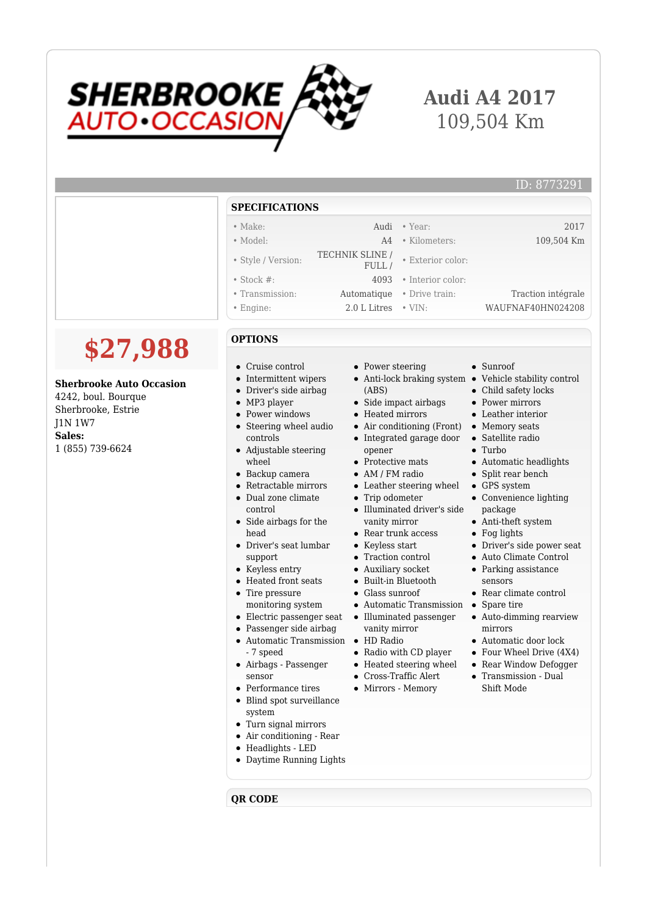SHERBROOKE AUTO•OCCASION

# Audi A4 2017
109,504 Km

ID: 8773291

**$27,988**

**Sherbrooke Auto Occasion**
4242, boul. Bourque
Sherbrooke, Estrie
J1N 1W7
**Sales:**
1 (855) 739-6624

## SPECIFICATIONS

| | | | |
|---|---|---|---|
| • Make: | Audi | • Year: | 2017 |
| • Model: | A4 | • Kilometers: | 109,504 Km |
| • Style / Version: | TECHNIK SLINE / FULL / | • Exterior color: | |
| • Stock #: | 4093 | • Interior color: | |
| • Transmission: | Automatique | • Drive train: | Traction intégrale |
| • Engine: | 2.0 L Litres | • VIN: | WAUFNAF40HN024208 |

## OPTIONS

- Cruise control
- Intermittent wipers
- Driver's side airbag
- MP3 player
- Power windows
- Steering wheel audio controls
- Adjustable steering wheel
- Backup camera
- Retractable mirrors
- Dual zone climate control
- Side airbags for the head
- Driver's seat lumbar support
- Keyless entry
- Heated front seats
- Tire pressure monitoring system
- Electric passenger seat
- Passenger side airbag
- Automatic Transmission - 7 speed
- Airbags - Passenger sensor
- Performance tires
- Blind spot surveillance system
- Turn signal mirrors
- Air conditioning - Rear
- Headlights - LED
- Daytime Running Lights
- Power steering
- Anti-lock braking system (ABS)
- Side impact airbags
- Heated mirrors
- Air conditioning (Front)
- Integrated garage door opener
- Protective mats
- AM / FM radio
- Leather steering wheel
- Trip odometer
- Illuminated driver's side vanity mirror
- Rear trunk access
- Keyless start
- Traction control
- Auxiliary socket
- Built-in Bluetooth
- Glass sunroof
- Automatic Transmission
- Illuminated passenger vanity mirror
- HD Radio
- Radio with CD player
- Heated steering wheel
- Cross-Traffic Alert
- Mirrors - Memory
- Sunroof
- Vehicle stability control
- Child safety locks
- Power mirrors
- Leather interior
- Memory seats
- Satellite radio
- Turbo
- Automatic headlights
- Split rear bench
- GPS system
- Convenience lighting package
- Anti-theft system
- Fog lights
- Driver's side power seat
- Auto Climate Control
- Parking assistance sensors
- Rear climate control
- Spare tire
- Auto-dimming rearview mirrors
- Automatic door lock
- Four Wheel Drive (4X4)
- Rear Window Defogger
- Transmission - Dual Shift Mode

## QR CODE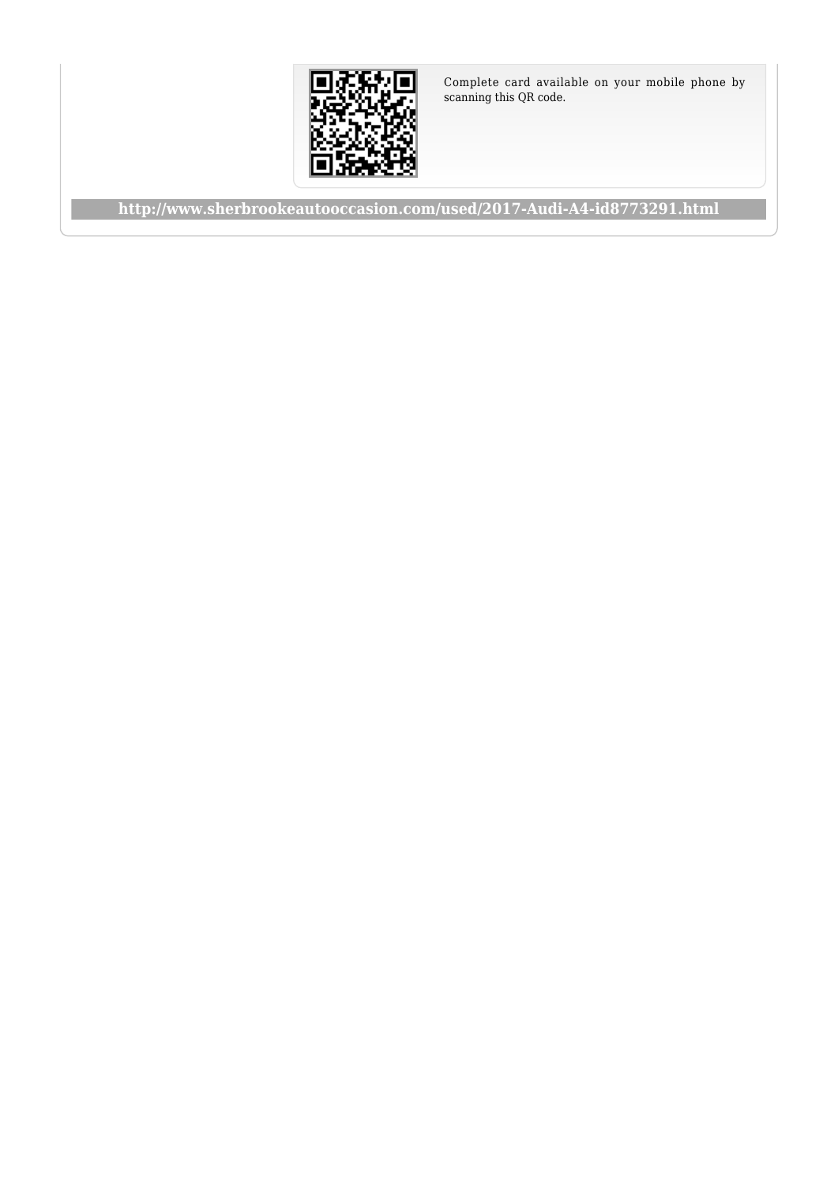Complete card available on your mobile phone by scanning this QR code.

**http://www.sherbrookeautooccasion.com/used/2017-Audi-A4-id8773291.html**